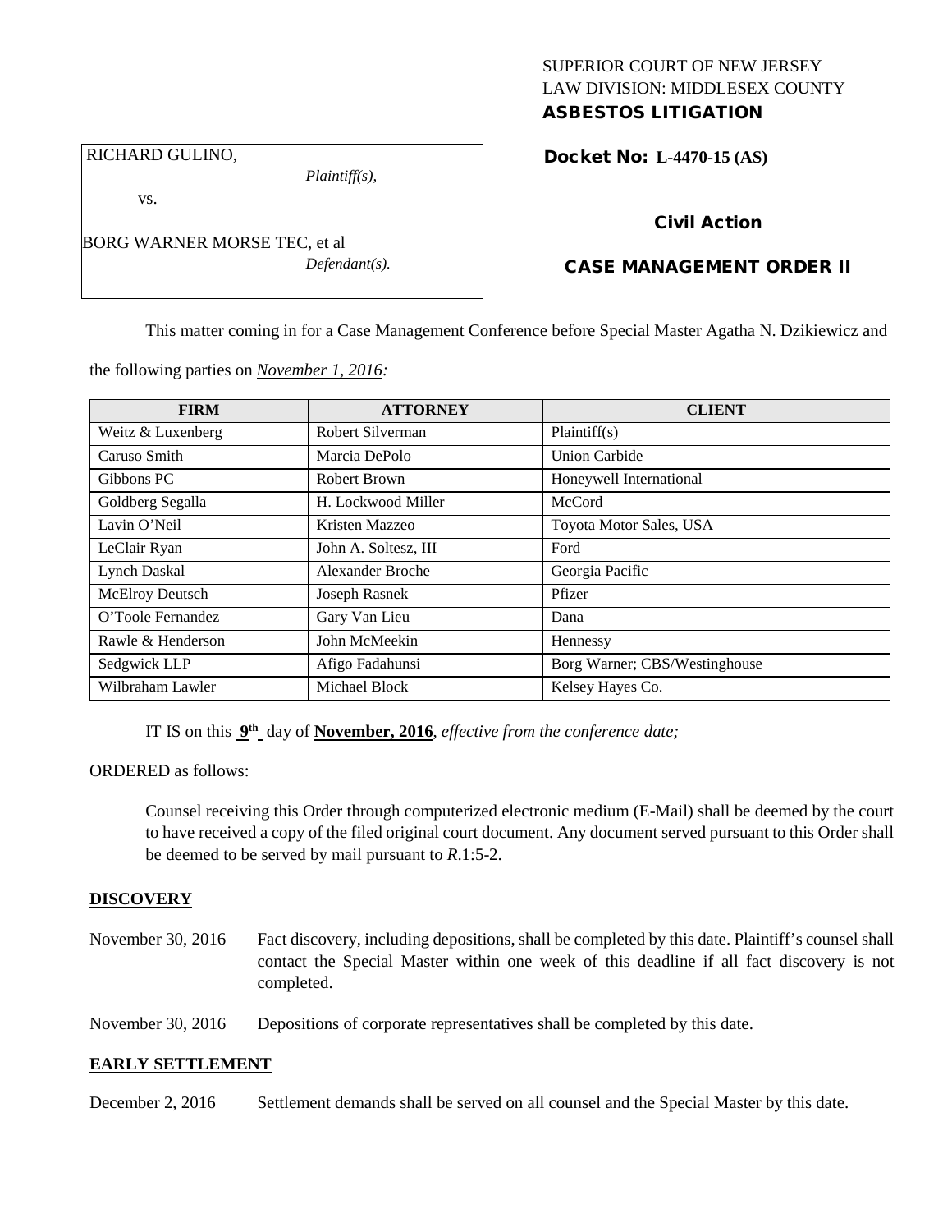SUPERIOR COURT OF NEW JERSEY
LAW DIVISION: MIDDLESEX COUNTY
**ASBESTOS LITIGATION**

RICHARD GULINO,
*Plaintiff(s),*
vs.
BORG WARNER MORSE TEC, et al
*Defendant(s).*

**Docket No: L-4470-15 (AS)**

**Civil Action**

**CASE MANAGEMENT ORDER II**

This matter coming in for a Case Management Conference before Special Master Agatha N. Dzikiewicz and the following parties on *November 1, 2016:*

| FIRM | ATTORNEY | CLIENT |
|---|---|---|
| Weitz & Luxenberg | Robert Silverman | Plaintiff(s) |
| Caruso Smith | Marcia DePolo | Union Carbide |
| Gibbons PC | Robert Brown | Honeywell International |
| Goldberg Segalla | H. Lockwood Miller | McCord |
| Lavin O'Neil | Kristen Mazzeo | Toyota Motor Sales, USA |
| LeClair Ryan | John A. Soltesz, III | Ford |
| Lynch Daskal | Alexander Broche | Georgia Pacific |
| McElroy Deutsch | Joseph Rasnek | Pfizer |
| O'Toole Fernandez | Gary Van Lieu | Dana |
| Rawle & Henderson | John McMeekin | Hennessy |
| Sedgwick LLP | Afigo Fadahunsi | Borg Warner; CBS/Westinghouse |
| Wilbraham Lawler | Michael Block | Kelsey Hayes Co. |

IT IS on this **9th** day of **November, 2016**, *effective from the conference date;*

ORDERED as follows:

Counsel receiving this Order through computerized electronic medium (E-Mail) shall be deemed by the court to have received a copy of the filed original court document. Any document served pursuant to this Order shall be deemed to be served by mail pursuant to *R*.1:5-2.

**DISCOVERY**

November 30, 2016 Fact discovery, including depositions, shall be completed by this date. Plaintiff's counsel shall contact the Special Master within one week of this deadline if all fact discovery is not completed.

November 30, 2016 Depositions of corporate representatives shall be completed by this date.

**EARLY SETTLEMENT**

December 2, 2016 Settlement demands shall be served on all counsel and the Special Master by this date.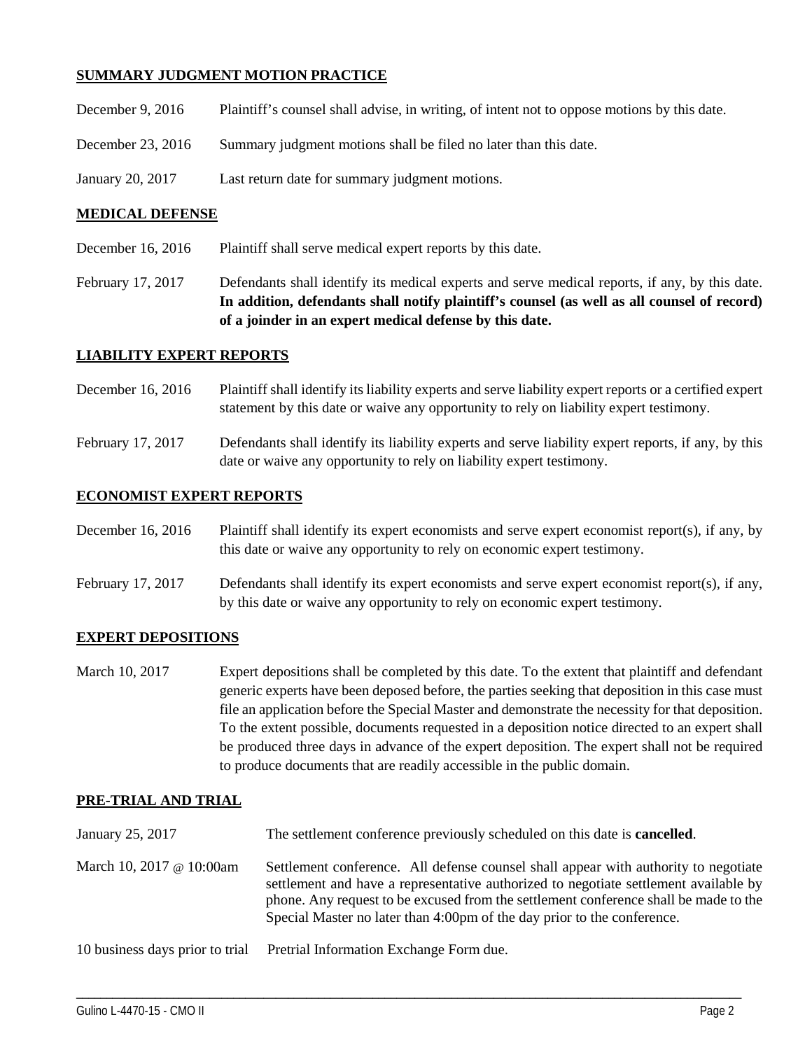**SUMMARY JUDGMENT MOTION PRACTICE**

| | |
|---|---|
| December 9, 2016 | Plaintiff's counsel shall advise, in writing, of intent not to oppose motions by this date. |
| December 23, 2016 | Summary judgment motions shall be filed no later than this date. |
| January 20, 2017 | Last return date for summary judgment motions. |

**MEDICAL DEFENSE**

| | |
|---|---|
| December 16, 2016 | Plaintiff shall serve medical expert reports by this date. |
| February 17, 2017 | Defendants shall identify its medical experts and serve medical reports, if any, by this date. **In addition, defendants shall notify plaintiff's counsel (as well as all counsel of record) of a joinder in an expert medical defense by this date.** |

**LIABILITY EXPERT REPORTS**

| | |
|---|---|
| December 16, 2016 | Plaintiff shall identify its liability experts and serve liability expert reports or a certified expert statement by this date or waive any opportunity to rely on liability expert testimony. |
| February 17, 2017 | Defendants shall identify its liability experts and serve liability expert reports, if any, by this date or waive any opportunity to rely on liability expert testimony. |

**ECONOMIST EXPERT REPORTS**

| | |
|---|---|
| December 16, 2016 | Plaintiff shall identify its expert economists and serve expert economist report(s), if any, by this date or waive any opportunity to rely on economic expert testimony. |
| February 17, 2017 | Defendants shall identify its expert economists and serve expert economist report(s), if any, by this date or waive any opportunity to rely on economic expert testimony. |

**EXPERT DEPOSITIONS**

| | |
|---|---|
| March 10, 2017 | Expert depositions shall be completed by this date. To the extent that plaintiff and defendant generic experts have been deposed before, the parties seeking that deposition in this case must file an application before the Special Master and demonstrate the necessity for that deposition. To the extent possible, documents requested in a deposition notice directed to an expert shall be produced three days in advance of the expert deposition. The expert shall not be required to produce documents that are readily accessible in the public domain. |

**PRE-TRIAL AND TRIAL**

| | |
|---|---|
| January 25, 2017 | The settlement conference previously scheduled on this date is **cancelled**. |
| March 10, 2017 @ 10:00am | Settlement conference. All defense counsel shall appear with authority to negotiate settlement and have a representative authorized to negotiate settlement available by phone. Any request to be excused from the settlement conference shall be made to the Special Master no later than 4:00pm of the day prior to the conference. |
| 10 business days prior to trial | Pretrial Information Exchange Form due. |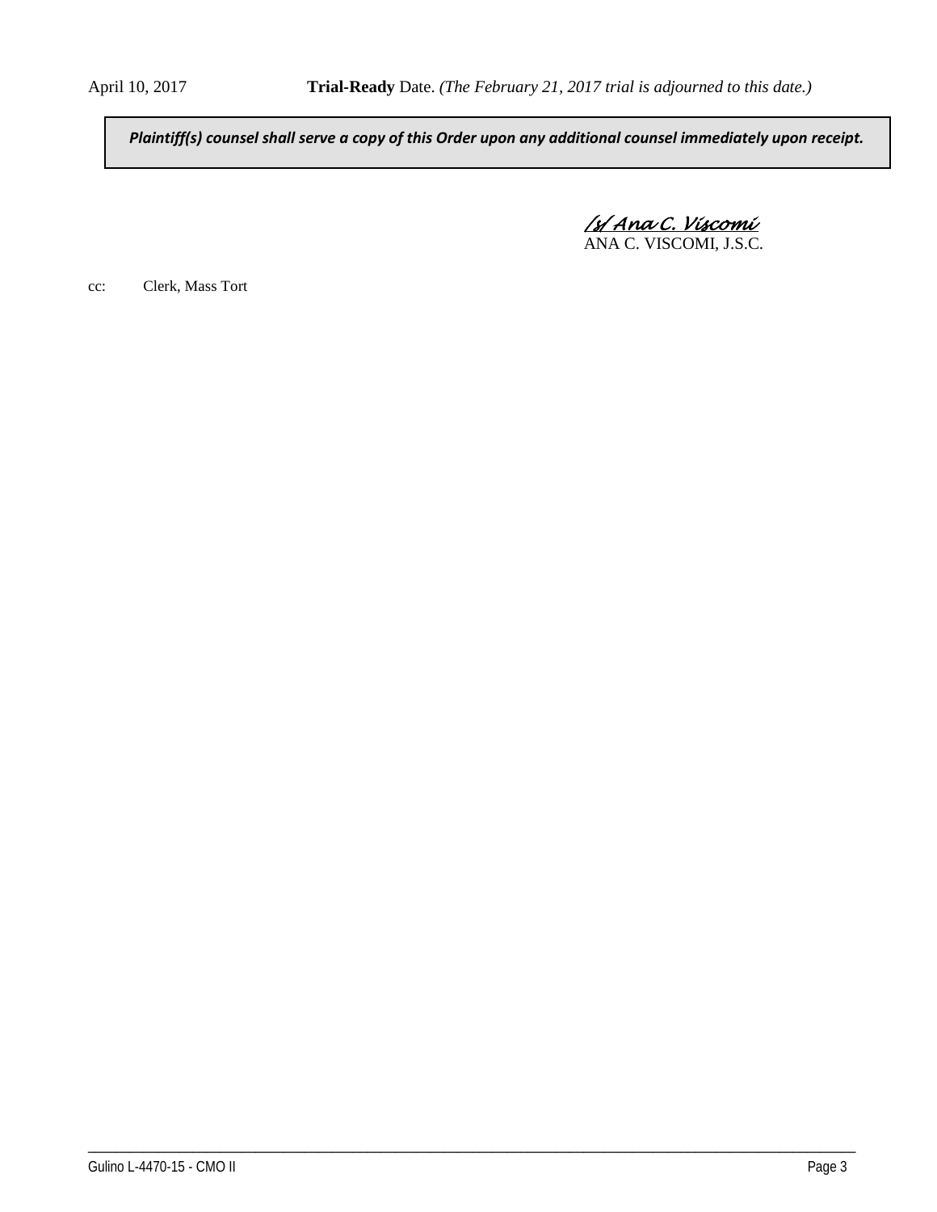April 10, 2017 **Trial-Ready** Date. *(The February 21, 2017 trial is adjourned to this date.)*

***Plaintiff(s) counsel shall serve a copy of this Order upon any additional counsel immediately upon receipt.***

*/s/ Ana C. Viscomi*
ANA C. VISCOMI, J.S.C.

cc: Clerk, Mass Tort